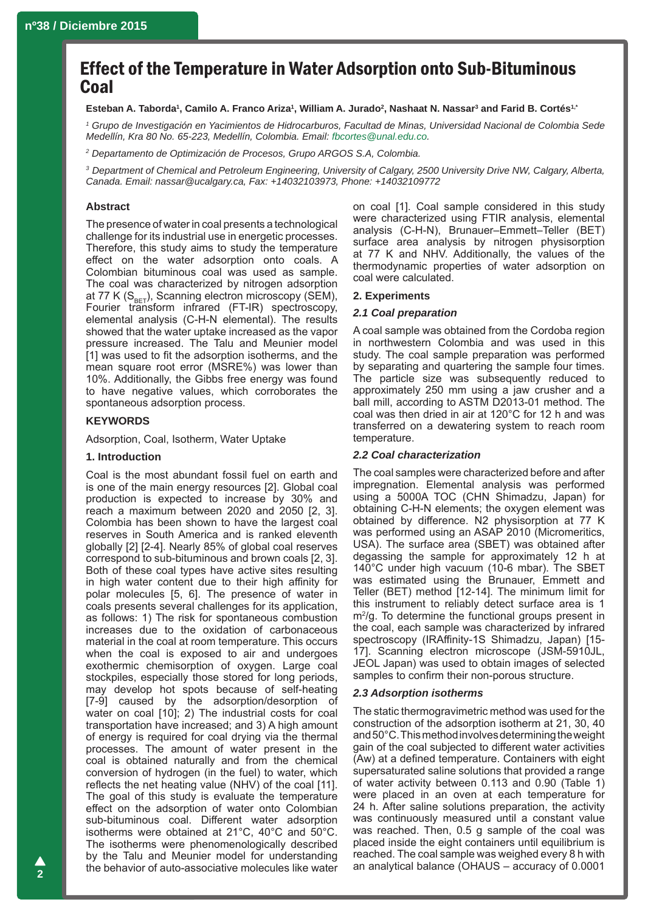# Effect of the Temperature in Water Adsorption onto Sub-Bituminous Coal

**Esteban A. Taborda[1], Camilo A. Franco Ariza[1], William A. Jurado[2], Nashaat N. Nassar[3] and Farid B. Cortés[1,*]**

*[1] Grupo de Investigación en Yacimientos de Hidrocarburos, Facultad de Minas, Universidad Nacional de Colombia Sede Medellín, Kra 80 No. 65-223, Medellín, Colombia. Email: fbcortes@unal.edu.co.*

*[2] Departamento de Optimización de Procesos, Grupo ARGOS S.A, Colombia.*

*[3] Department of Chemical and Petroleum Engineering, University of Calgary, 2500 University Drive NW, Calgary, Alberta, Canada. Email: nassar@ucalgary.ca, Fax: +14032103973, Phone: +14032109772*

### Abstract

The presence of water in coal presents a technological challenge for its industrial use in energetic processes. Therefore, this study aims to study the temperature effect on the water adsorption onto coals. A Colombian bituminous coal was used as sample. The coal was characterized by nitrogen adsorption at 77 K ($S_{BET}$), Scanning electron microscopy (SEM), Fourier transform infrared (FT-IR) spectroscopy, elemental analysis (C-H-N elemental). The results showed that the water uptake increased as the vapor pressure increased. The Talu and Meunier model [1] was used to fit the adsorption isotherms, and the mean square root error (MSRE%) was lower than 10%. Additionally, the Gibbs free energy was found to have negative values, which corroborates the spontaneous adsorption process.

### KEYWORDS

Adsorption, Coal, Isotherm, Water Uptake

### 1. Introduction

Coal is the most abundant fossil fuel on earth and is one of the main energy resources [2]. Global coal production is expected to increase by 30% and reach a maximum between 2020 and 2050 [2, 3]. Colombia has been shown to have the largest coal reserves in South America and is ranked eleventh globally [2] [2-4]. Nearly 85% of global coal reserves correspond to sub-bituminous and brown coals [2, 3]. Both of these coal types have active sites resulting in high water content due to their high affinity for polar molecules [5, 6]. The presence of water in coals presents several challenges for its application, as follows: 1) The risk for spontaneous combustion increases due to the oxidation of carbonaceous material in the coal at room temperature. This occurs when the coal is exposed to air and undergoes exothermic chemisorption of oxygen. Large coal stockpiles, especially those stored for long periods, may develop hot spots because of self-heating [7-9] caused by the adsorption/desorption of water on coal [10]; 2) The industrial costs for coal transportation have increased; and 3) A high amount of energy is required for coal drying via the thermal processes. The amount of water present in the coal is obtained naturally and from the chemical conversion of hydrogen (in the fuel) to water, which reflects the net heating value (NHV) of the coal [11]. The goal of this study is evaluate the temperature effect on the adsorption of water onto Colombian sub-bituminous coal. Different water adsorption isotherms were obtained at 21°C, 40°C and 50°C. The isotherms were phenomenologically described by the Talu and Meunier model for understanding the behavior of auto-associative molecules like water on coal [1]. Coal sample considered in this study were characterized using FTIR analysis, elemental analysis (C-H-N), Brunauer–Emmett–Teller (BET) surface area analysis by nitrogen physisorption at 77 K and NHV. Additionally, the values of the thermodynamic properties of water adsorption on coal were calculated.

### 2. Experiments

#### *2.1 Coal preparation*

A coal sample was obtained from the Cordoba region in northwestern Colombia and was used in this study. The coal sample preparation was performed by separating and quartering the sample four times. The particle size was subsequently reduced to approximately 250 mm using a jaw crusher and a ball mill, according to ASTM D2013-01 method. The coal was then dried in air at 120°C for 12 h and was transferred on a dewatering system to reach room temperature.

#### *2.2 Coal characterization*

The coal samples were characterized before and after impregnation. Elemental analysis was performed using a 5000A TOC (CHN Shimadzu, Japan) for obtaining C-H-N elements; the oxygen element was obtained by difference. N2 physisorption at 77 K was performed using an ASAP 2010 (Micromeritics, USA). The surface area (SBET) was obtained after degassing the sample for approximately 12 h at 140°C under high vacuum (10-6 mbar). The SBET was estimated using the Brunauer, Emmett and Teller (BET) method [12-14]. The minimum limit for this instrument to reliably detect surface area is 1 $m^2/g$. To determine the functional groups present in the coal, each sample was characterized by infrared spectroscopy (IRAffinity-1S Shimadzu, Japan) [15-17]. Scanning electron microscope (JSM-5910JL, JEOL Japan) was used to obtain images of selected samples to confirm their non-porous structure.

#### *2.3 Adsorption isotherms*

The static thermogravimetric method was used for the construction of the adsorption isotherm at 21, 30, 40 and 50°C. This method involves determining the weight gain of the coal subjected to different water activities (Aw) at a defined temperature. Containers with eight supersaturated saline solutions that provided a range of water activity between 0.113 and 0.90 (Table 1) were placed in an oven at each temperature for 24 h. After saline solutions preparation, the activity was continuously measured until a constant value was reached. Then, 0.5 g sample of the coal was placed inside the eight containers until equilibrium is reached. The coal sample was weighed every 8 h with an analytical balance (OHAUS – accuracy of 0.0001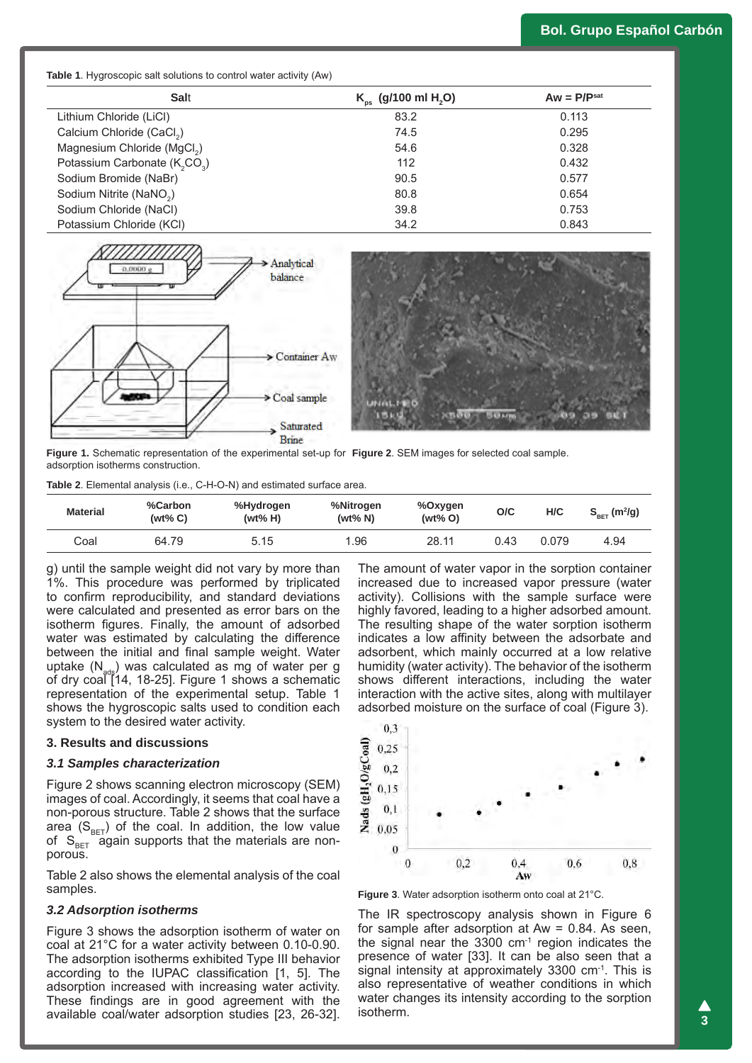**Table 1**. Hygroscopic salt solutions to control water activity (Aw)

| Salt | $K_{ps}$ (g/100 ml $H_2O$) | Aw = $P/P^{sat}$ |
|---|---|---|
| Lithium Chloride (LiCl) | 83.2 | 0.113 |
| Calcium Chloride ($CaCl_2$) | 74.5 | 0.295 |
| Magnesium Chloride ($MgCl_2$) | 54.6 | 0.328 |
| Potassium Carbonate ($K_2CO_3$) | 112 | 0.432 |
| Sodium Bromide (NaBr) | 90.5 | 0.577 |
| Sodium Nitrite ($NaNO_2$) | 80.8 | 0.654 |
| Sodium Chloride (NaCl) | 39.8 | 0.753 |
| Potassium Chloride (KCl) | 34.2 | 0.843 |

**Figure 1.** Schematic representation of the experimental set-up for adsorption isotherms construction.

**Figure 2**. SEM images for selected coal sample.

**Table 2**. Elemental analysis (i.e., C-H-O-N) and estimated surface area.

| Material | %Carbon (wt% C) | %Hydrogen (wt% H) | %Nitrogen (wt% N) | %Oxygen (wt% O) | O/C | H/C | $S_{BET}$ ($m^2$/g) |
|---|---|---|---|---|---|---|---|
| Coal | 64.79 | 5.15 | 1.96 | 28.11 | 0.43 | 0.079 | 4.94 |

g) until the sample weight did not vary by more than 1%. This procedure was performed by triplicated to confirm reproducibility, and standard deviations were calculated and presented as error bars on the isotherm figures. Finally, the amount of adsorbed water was estimated by calculating the difference between the initial and final sample weight. Water uptake ($N_{ads}$) was calculated as mg of water per g of dry coal [14, 18-25]. Figure 1 shows a schematic representation of the experimental setup. Table 1 shows the hygroscopic salts used to condition each system to the desired water activity.

## 3. Results and discussions

### *3.1 Samples characterization*

Figure 2 shows scanning electron microscopy (SEM) images of coal. Accordingly, it seems that coal have a non-porous structure. Table 2 shows that the surface area ($S_{BET}$) of the coal. In addition, the low value of $S_{BET}$ again supports that the materials are non-porous.

Table 2 also shows the elemental analysis of the coal samples.

### *3.2 Adsorption isotherms*

Figure 3 shows the adsorption isotherm of water on coal at 21°C for a water activity between 0.10-0.90. The adsorption isotherms exhibited Type III behavior according to the IUPAC classification [1, 5]. The adsorption increased with increasing water activity. These findings are in good agreement with the available coal/water adsorption studies [23, 26-32].

The amount of water vapor in the sorption container increased due to increased vapor pressure (water activity). Collisions with the sample surface were highly favored, leading to a higher adsorbed amount. The resulting shape of the water sorption isotherm indicates a low affinity between the adsorbate and adsorbent, which mainly occurred at a low relative humidity (water activity). The behavior of the isotherm shows different interactions, including the water interaction with the active sites, along with multilayer adsorbed moisture on the surface of coal (Figure 3).

**Figure 3**. Water adsorption isotherm onto coal at 21°C.

The IR spectroscopy analysis shown in Figure 6 for sample after adsorption at Aw = 0.84. As seen, the signal near the 3300 $cm^{-1}$ region indicates the presence of water [33]. It can be also seen that a signal intensity at approximately 3300 $cm^{-1}$. This is also representative of weather conditions in which water changes its intensity according to the sorption isotherm.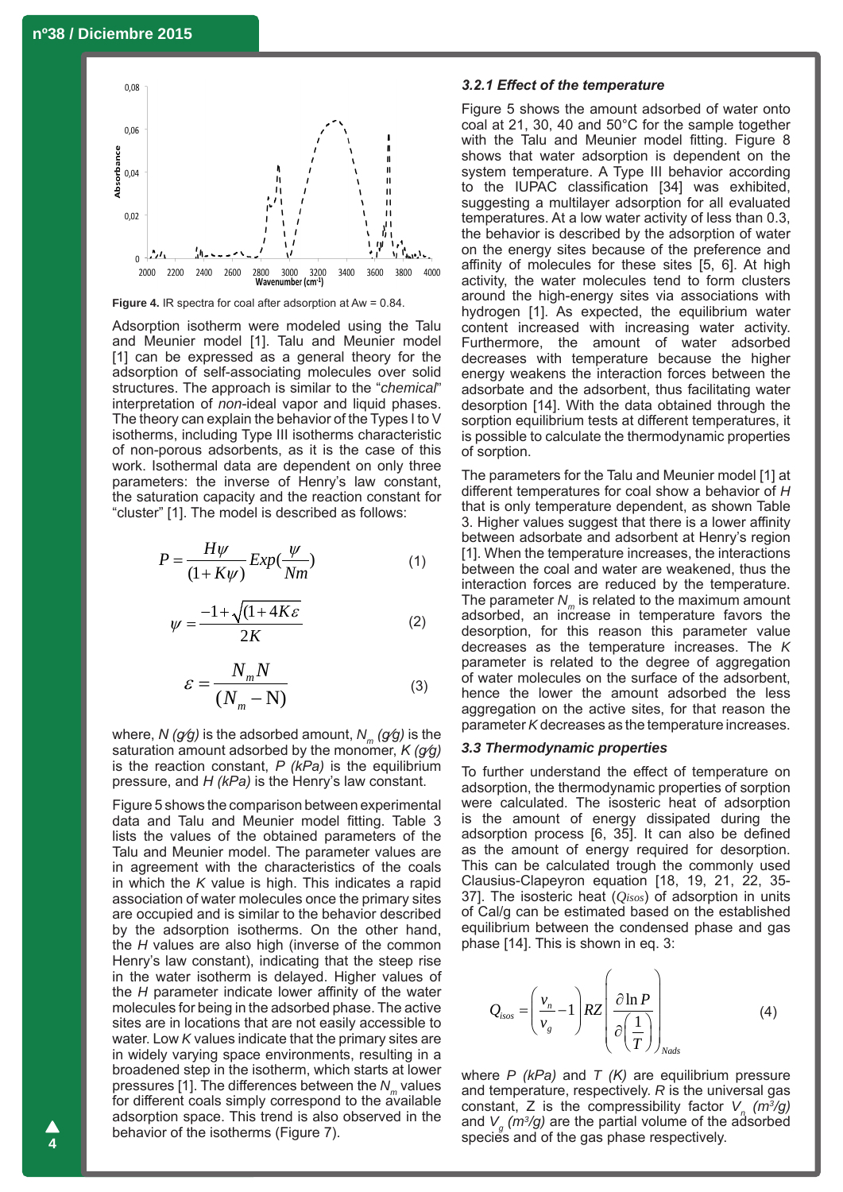Figure 4. IR spectra for coal after adsorption at Aw = 0.84.

Adsorption isotherm were modeled using the Talu and Meunier model [1]. Talu and Meunier model [1] can be expressed as a general theory for the adsorption of self-associating molecules over solid structures. The approach is similar to the "*chemical*" interpretation of *non*-ideal vapor and liquid phases. The theory can explain the behavior of the Types I to V isotherms, including Type III isotherms characteristic of non-porous adsorbents, as it is the case of this work. Isothermal data are dependent on only three parameters: the inverse of Henry's law constant, the saturation capacity and the reaction constant for "cluster" [1]. The model is described as follows:

$$P = \frac{H\psi}{(1+K\psi)} Exp(\frac{\psi}{Nm}) \quad (1)$$

$$\psi = \frac{-1+\sqrt{(1+4K\varepsilon}}{2K} \quad (2)$$

$$\varepsilon = \frac{N_m N}{(N_m - \mathrm{N})} \quad (3)$$

where, $N$ *(g/g)* is the adsorbed amount, $N_m$ *(g/g)* is the saturation amount adsorbed by the monomer, $K$ *(g/g)* is the reaction constant, $P$ *(kPa)* is the equilibrium pressure, and $H$ *(kPa)* is the Henry's law constant.

Figure 5 shows the comparison between experimental data and Talu and Meunier model fitting. Table 3 lists the values of the obtained parameters of the Talu and Meunier model. The parameter values are in agreement with the characteristics of the coals in which the $K$ value is high. This indicates a rapid association of water molecules once the primary sites are occupied and is similar to the behavior described by the adsorption isotherms. On the other hand, the $H$ values are also high (inverse of the common Henry's law constant), indicating that the steep rise in the water isotherm is delayed. Higher values of the $H$ parameter indicate lower affinity of the water molecules for being in the adsorbed phase. The active sites are in locations that are not easily accessible to water. Low $K$ values indicate that the primary sites are in widely varying space environments, resulting in a broadened step in the isotherm, which starts at lower pressures [1]. The differences between the $N_m$ values for different coals simply correspond to the available adsorption space. This trend is also observed in the behavior of the isotherms (Figure 7).

### 3.2.1 Effect of the temperature

Figure 5 shows the amount adsorbed of water onto coal at 21, 30, 40 and 50°C for the sample together with the Talu and Meunier model fitting. Figure 8 shows that water adsorption is dependent on the system temperature. A Type III behavior according to the IUPAC classification [34] was exhibited, suggesting a multilayer adsorption for all evaluated temperatures. At a low water activity of less than 0.3, the behavior is described by the adsorption of water on the energy sites because of the preference and affinity of molecules for these sites [5, 6]. At high activity, the water molecules tend to form clusters around the high-energy sites via associations with hydrogen [1]. As expected, the equilibrium water content increased with increasing water activity. Furthermore, the amount of water adsorbed decreases with temperature because the higher energy weakens the interaction forces between the adsorbate and the adsorbent, thus facilitating water desorption [14]. With the data obtained through the sorption equilibrium tests at different temperatures, it is possible to calculate the thermodynamic properties of sorption.

The parameters for the Talu and Meunier model [1] at different temperatures for coal show a behavior of $H$ that is only temperature dependent, as shown Table 3. Higher values suggest that there is a lower affinity between adsorbate and adsorbent at Henry's region [1]. When the temperature increases, the interactions between the coal and water are weakened, thus the interaction forces are reduced by the temperature. The parameter $N_m$ is related to the maximum amount adsorbed, an increase in temperature favors the desorption, for this reason this parameter value decreases as the temperature increases. The $K$ parameter is related to the degree of aggregation of water molecules on the surface of the adsorbent, hence the lower the amount adsorbed the less aggregation on the active sites, for that reason the parameter $K$ decreases as the temperature increases.

### 3.3 Thermodynamic properties

To further understand the effect of temperature on adsorption, the thermodynamic properties of sorption were calculated. The isosteric heat of adsorption is the amount of energy dissipated during the adsorption process [6, 35]. It can also be defined as the amount of energy required for desorption. This can be calculated trough the commonly used Clausius-Clapeyron equation [18, 19, 21, 22, 35-37]. The isosteric heat ($Q_{isos}$) of adsorption in units of Cal/g can be estimated based on the established equilibrium between the condensed phase and gas phase [14]. This is shown in eq. 3:

$$Q_{isos} = \left(\frac{v_n}{v_g} - 1\right) RZ \left(\frac{\partial \ln P}{\partial\left(\frac{1}{T}\right)}\right)_{Nads} \quad (4)$$

where $P$ *(kPa)* and $T$ *(K)* are equilibrium pressure and temperature, respectively. $R$ is the universal gas constant, Z is the compressibility factor $V_n$ *($m^3/g$)* and $V_g$ *($m^3/g$)* are the partial volume of the adsorbed species and of the gas phase respectively.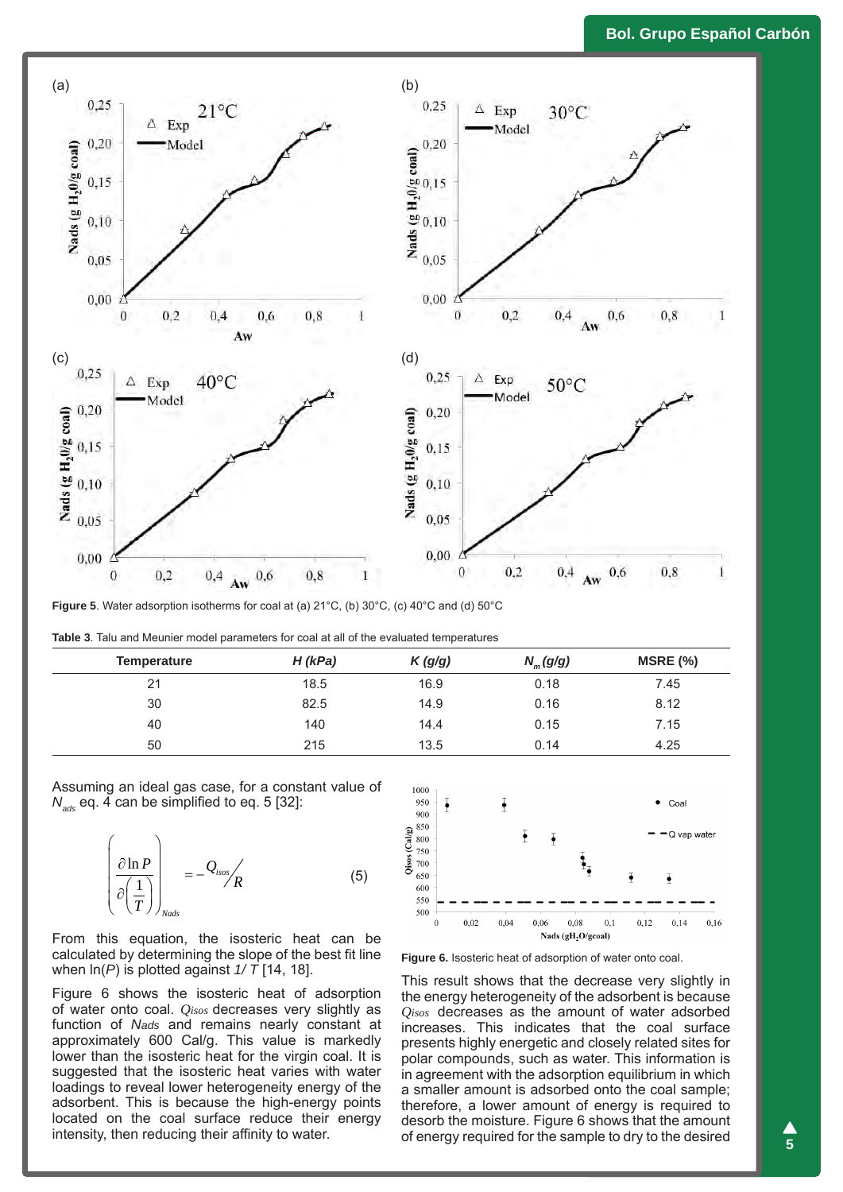Figure 5. Water adsorption isotherms for coal at (a) 21°C, (b) 30°C, (c) 40°C and (d) 50°C

Table 3. Talu and Meunier model parameters for coal at all of the evaluated temperatures

| Temperature | *H (kPa)* | *K (g/g)* | $N_m$ *(g/g)* | MSRE (%) |
|---|---|---|---|---|
| 21 | 18.5 | 16.9 | 0.18 | 7.45 |
| 30 | 82.5 | 14.9 | 0.16 | 8.12 |
| 40 | 140 | 14.4 | 0.15 | 7.15 |
| 50 | 215 | 13.5 | 0.14 | 4.25 |

Assuming an ideal gas case, for a constant value of $N_{ads}$ eq. 4 can be simplified to eq. 5 [32]:

$$\left(\frac{\partial \ln P}{\partial\left(\frac{1}{T}\right)}\right)_{Nads} = -\frac{Q_{isos}}{R} \qquad (5)$$

From this equation, the isosteric heat can be calculated by determining the slope of the best fit line when ln(*P*) is plotted against *1/ T* [14, 18].

Figure 6 shows the isosteric heat of adsorption of water onto coal. $Q_{isos}$ decreases very slightly as function of *Nads* and remains nearly constant at approximately 600 Cal/g. This value is markedly lower than the isosteric heat for the virgin coal. It is suggested that the isosteric heat varies with water loadings to reveal lower heterogeneity energy of the adsorbent. This is because the high-energy points located on the coal surface reduce their energy intensity, then reducing their affinity to water.

Figure 6. Isosteric heat of adsorption of water onto coal.

This result shows that the decrease very slightly in the energy heterogeneity of the adsorbent is because $Q_{isos}$ decreases as the amount of water adsorbed increases. This indicates that the coal surface presents highly energetic and closely related sites for polar compounds, such as water. This information is in agreement with the adsorption equilibrium in which a smaller amount is adsorbed onto the coal sample; therefore, a lower amount of energy is required to desorb the moisture. Figure 6 shows that the amount of energy required for the sample to dry to the desired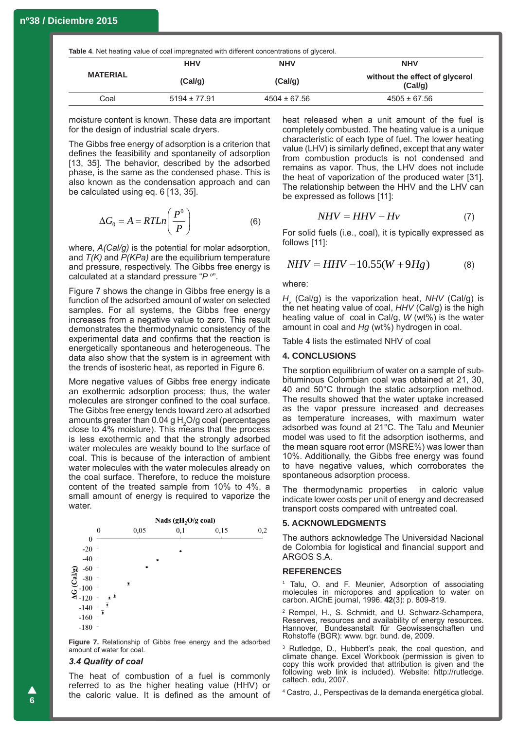**Table 4**. Net heating value of coal impregnated with different concentrations of glycerol.

| MATERIAL | HHV (Cal/g) | NHV (Cal/g) | NHV without the effect of glycerol (Cal/g) |
|---|---|---|---|
| Coal | 5194 ± 77.91 | 4504 ± 67.56 | 4505 ± 67.56 |

moisture content is known. These data are important for the design of industrial scale dryers.

The Gibbs free energy of adsorption is a criterion that defines the feasibility and spontaneity of adsorption [13, 35]. The behavior, described by the adsorbed phase, is the same as the condensed phase. This is also known as the condensation approach and can be calculated using eq. 6 [13, 35].

$$\Delta G_0 = A = RTLn\left(\frac{P^0}{P}\right) \qquad (6)$$

where, *A(Cal/g)* is the potential for molar adsorption, and *T(K)* and *P(KPa)* are the equilibrium temperature and pressure, respectively. The Gibbs free energy is calculated at a standard pressure "$P^o$".

Figure 7 shows the change in Gibbs free energy is a function of the adsorbed amount of water on selected samples. For all systems, the Gibbs free energy increases from a negative value to zero. This result demonstrates the thermodynamic consistency of the experimental data and confirms that the reaction is energetically spontaneous and heterogeneous. The data also show that the system is in agreement with the trends of isosteric heat, as reported in Figure 6.

More negative values of Gibbs free energy indicate an exothermic adsorption process; thus, the water molecules are stronger confined to the coal surface. The Gibbs free energy tends toward zero at adsorbed amounts greater than 0.04 g $H_2O$/g coal (percentages close to 4% moisture). This means that the process is less exothermic and that the strongly adsorbed water molecules are weakly bound to the surface of coal. This is because of the interaction of ambient water molecules with the water molecules already on the coal surface. Therefore, to reduce the moisture content of the treated sample from 10% to 4%, a small amount of energy is required to vaporize the water.

**Figure 7.** Relationship of Gibbs free energy and the adsorbed amount of water for coal.

### 3.4 Quality of coal

The heat of combustion of a fuel is commonly referred to as the higher heating value (HHV) or the caloric value. It is defined as the amount of heat released when a unit amount of the fuel is completely combusted. The heating value is a unique characteristic of each type of fuel. The lower heating value (LHV) is similarly defined, except that any water from combustion products is not condensed and remains as vapor. Thus, the LHV does not include the heat of vaporization of the produced water [31]. The relationship between the HHV and the LHV can be expressed as follows [11]:

$$NHV = HHV - Hv \qquad (7)$$

For solid fuels (i.e., coal), it is typically expressed as follows [11]:

$$NHV = HHV - 10.55(W + 9Hg) \qquad (8)$$

where:

$H_v$ (Cal/g) is the vaporization heat, *NHV* (Cal/g) is the net heating value of coal, *HHV* (Cal/g) is the high heating value of coal in Cal/g, *W* (wt%) is the water amount in coal and *Hg* (wt%) hydrogen in coal.

Table 4 lists the estimated NHV of coal

## 4. CONCLUSIONS

The sorption equilibrium of water on a sample of sub-bituminous Colombian coal was obtained at 21, 30, 40 and 50°C through the static adsorption method. The results showed that the water uptake increased as the vapor pressure increased and decreases as temperature increases, with maximum water adsorbed was found at 21°C. The Talu and Meunier model was used to fit the adsorption isotherms, and the mean square root error (MSRE%) was lower than 10%. Additionally, the Gibbs free energy was found to have negative values, which corroborates the spontaneous adsorption process.

The thermodynamic properties in caloric value indicate lower costs per unit of energy and decreased transport costs compared with untreated coal.

## 5. ACKNOWLEDGMENTS

The authors acknowledge The Universidad Nacional de Colombia for logistical and financial support and ARGOS S.A.

## REFERENCES

[1] Talu, O. and F. Meunier, Adsorption of associating molecules in micropores and application to water on carbon. AIChE journal, 1996. **42**(3): p. 809-819.

[2] Rempel, H., S. Schmidt, and U. Schwarz-Schampera, Reserves, resources and availability of energy resources. Hannover, Bundesanstalt für Geowissenschaften und Rohstoffe (BGR): www. bgr. bund. de, 2009.

[3] Rutledge, D., Hubbert's peak, the coal question, and climate change. Excel Workbook (permission is given to copy this work provided that attribution is given and the following web link is included). Website: http://rutledge. caltech. edu, 2007.

[4] Castro, J., Perspectivas de la demanda energética global.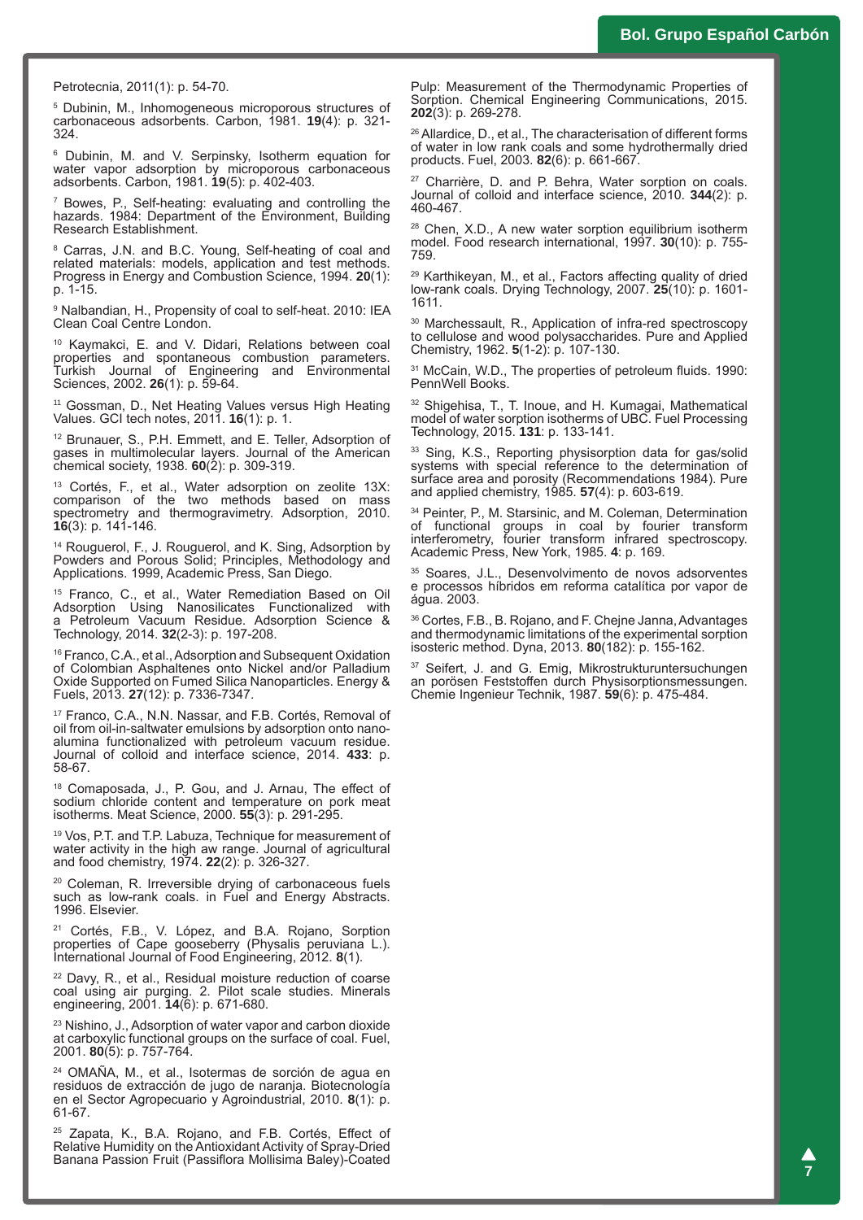Petrotecnia, 2011(1): p. 54-70.

[5] Dubinin, M., Inhomogeneous microporous structures of carbonaceous adsorbents. Carbon, 1981. **19**(4): p. 321-324.

[6] Dubinin, M. and V. Serpinsky, Isotherm equation for water vapor adsorption by microporous carbonaceous adsorbents. Carbon, 1981. **19**(5): p. 402-403.

[7] Bowes, P., Self-heating: evaluating and controlling the hazards. 1984: Department of the Environment, Building Research Establishment.

[8] Carras, J.N. and B.C. Young, Self-heating of coal and related materials: models, application and test methods. Progress in Energy and Combustion Science, 1994. **20**(1): p. 1-15.

[9] Nalbandian, H., Propensity of coal to self-heat. 2010: IEA Clean Coal Centre London.

[10] Kaymakci, E. and V. Didari, Relations between coal properties and spontaneous combustion parameters. Turkish Journal of Engineering and Environmental Sciences, 2002. **26**(1): p. 59-64.

[11] Gossman, D., Net Heating Values versus High Heating Values. GCI tech notes, 2011. **16**(1): p. 1.

[12] Brunauer, S., P.H. Emmett, and E. Teller, Adsorption of gases in multimolecular layers. Journal of the American chemical society, 1938. **60**(2): p. 309-319.

[13] Cortés, F., et al., Water adsorption on zeolite 13X: comparison of the two methods based on mass spectrometry and thermogravimetry. Adsorption, 2010. **16**(3): p. 141-146.

[14] Rouguerol, F., J. Rouguerol, and K. Sing, Adsorption by Powders and Porous Solid; Principles, Methodology and Applications. 1999, Academic Press, San Diego.

[15] Franco, C., et al., Water Remediation Based on Oil Adsorption Using Nanosilicates Functionalized with a Petroleum Vacuum Residue. Adsorption Science & Technology, 2014. **32**(2-3): p. 197-208.

[16] Franco, C.A., et al., Adsorption and Subsequent Oxidation of Colombian Asphaltenes onto Nickel and/or Palladium Oxide Supported on Fumed Silica Nanoparticles. Energy & Fuels, 2013. **27**(12): p. 7336-7347.

[17] Franco, C.A., N.N. Nassar, and F.B. Cortés, Removal of oil from oil-in-saltwater emulsions by adsorption onto nano-alumina functionalized with petroleum vacuum residue. Journal of colloid and interface science, 2014. **433**: p. 58-67.

[18] Comaposada, J., P. Gou, and J. Arnau, The effect of sodium chloride content and temperature on pork meat isotherms. Meat Science, 2000. **55**(3): p. 291-295.

[19] Vos, P.T. and T.P. Labuza, Technique for measurement of water activity in the high aw range. Journal of agricultural and food chemistry, 1974. **22**(2): p. 326-327.

[20] Coleman, R. Irreversible drying of carbonaceous fuels such as low-rank coals. in Fuel and Energy Abstracts. 1996. Elsevier.

[21] Cortés, F.B., V. López, and B.A. Rojano, Sorption properties of Cape gooseberry (Physalis peruviana L.). International Journal of Food Engineering, 2012. **8**(1).

[22] Davy, R., et al., Residual moisture reduction of coarse coal using air purging. 2. Pilot scale studies. Minerals engineering, 2001. **14**(6): p. 671-680.

[23] Nishino, J., Adsorption of water vapor and carbon dioxide at carboxylic functional groups on the surface of coal. Fuel, 2001. **80**(5): p. 757-764.

[24] OMAÑA, M., et al., Isotermas de sorción de agua en residuos de extracción de jugo de naranja. Biotecnología en el Sector Agropecuario y Agroindustrial, 2010. **8**(1): p. 61-67.

[25] Zapata, K., B.A. Rojano, and F.B. Cortés, Effect of Relative Humidity on the Antioxidant Activity of Spray-Dried Banana Passion Fruit (Passiflora Mollisima Baley)-Coated Pulp: Measurement of the Thermodynamic Properties of Sorption. Chemical Engineering Communications, 2015. **202**(3): p. 269-278.

[26] Allardice, D., et al., The characterisation of different forms of water in low rank coals and some hydrothermally dried products. Fuel, 2003. **82**(6): p. 661-667.

[27] Charrière, D. and P. Behra, Water sorption on coals. Journal of colloid and interface science, 2010. **344**(2): p. 460-467.

[28] Chen, X.D., A new water sorption equilibrium isotherm model. Food research international, 1997. **30**(10): p. 755-759.

[29] Karthikeyan, M., et al., Factors affecting quality of dried low-rank coals. Drying Technology, 2007. **25**(10): p. 1601-1611.

[30] Marchessault, R., Application of infra-red spectroscopy to cellulose and wood polysaccharides. Pure and Applied Chemistry, 1962. **5**(1-2): p. 107-130.

[31] McCain, W.D., The properties of petroleum fluids. 1990: PennWell Books.

[32] Shigehisa, T., T. Inoue, and H. Kumagai, Mathematical model of water sorption isotherms of UBC. Fuel Processing Technology, 2015. **131**: p. 133-141.

[33] Sing, K.S., Reporting physisorption data for gas/solid systems with special reference to the determination of surface area and porosity (Recommendations 1984). Pure and applied chemistry, 1985. **57**(4): p. 603-619.

[34] Peinter, P., M. Starsinic, and M. Coleman, Determination of functional groups in coal by fourier transform interferometry, fourier transform infrared spectroscopy. Academic Press, New York, 1985. **4**: p. 169.

[35] Soares, J.L., Desenvolvimento de novos adsorventes e processos híbridos em reforma catalítica por vapor de água. 2003.

[36] Cortes, F.B., B. Rojano, and F. Chejne Janna, Advantages and thermodynamic limitations of the experimental sorption isosteric method. Dyna, 2013. **80**(182): p. 155-162.

[37] Seifert, J. and G. Emig, Mikrostrukturuntersuchungen an porösen Feststoffen durch Physisorptionsmessungen. Chemie Ingenieur Technik, 1987. **59**(6): p. 475-484.